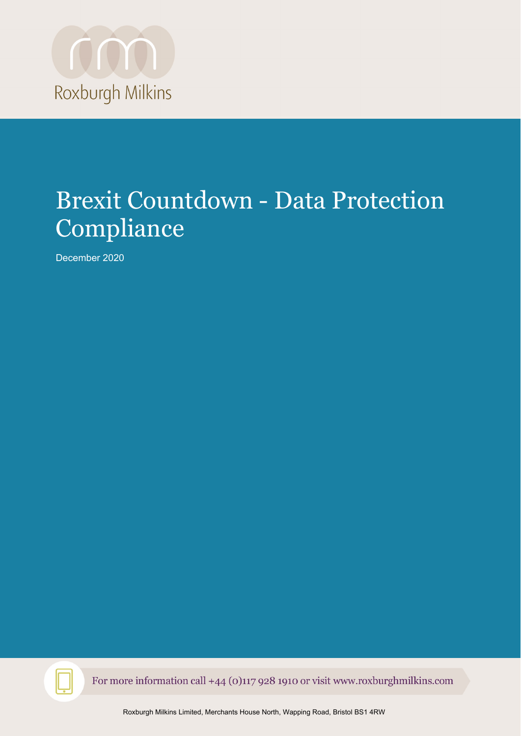Roxburgh Milkins

# Brexit Countdown - Data Protection Compliance

December 2020

For more information call +44 (0)117 928 1910 or visit www.roxburghmilkins.com

Roxburgh Milkins Limited, Merchants House North, Wapping Road, Bristol BS1 4RW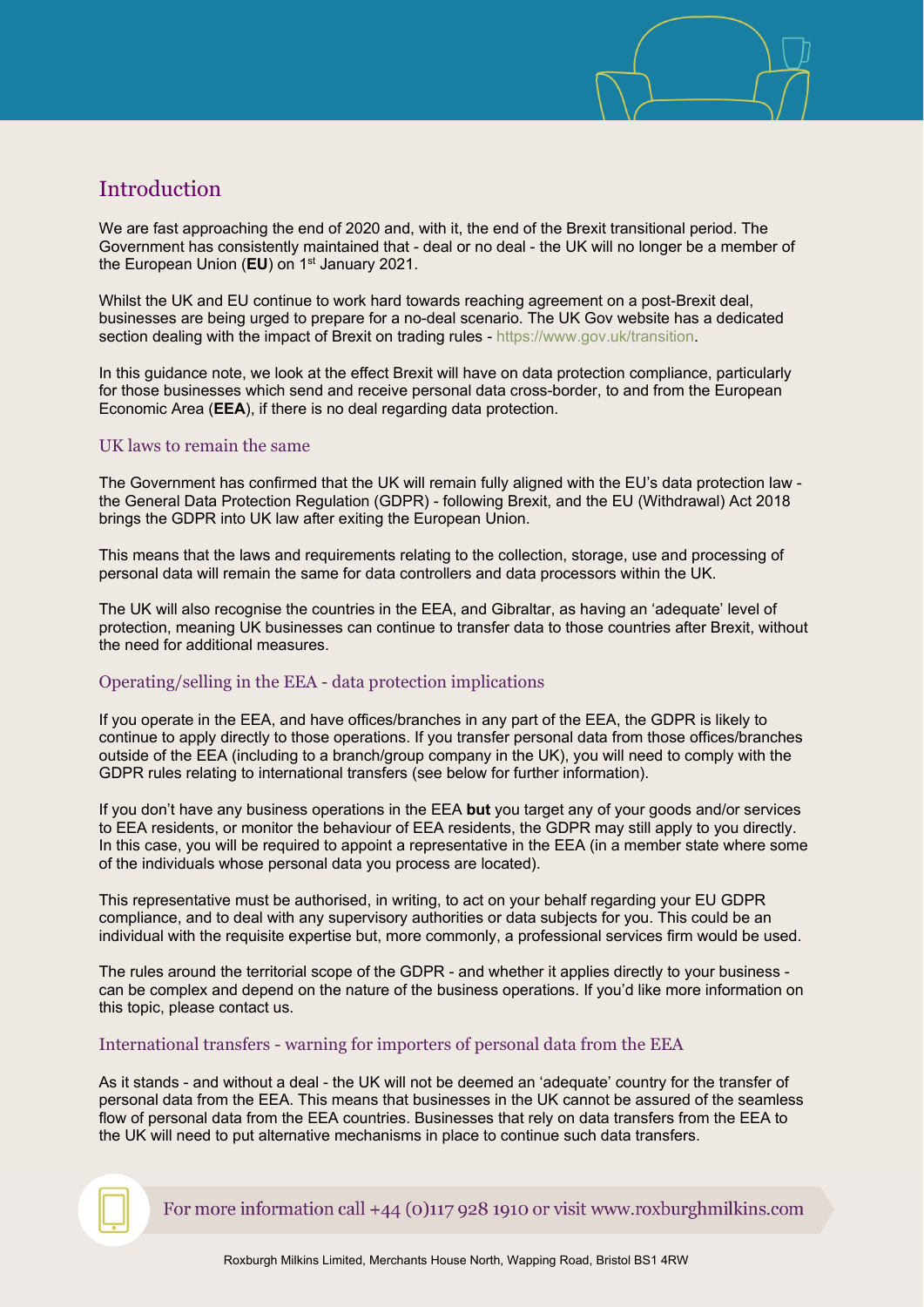## Introduction

We are fast approaching the end of 2020 and, with it, the end of the Brexit transitional period. The Government has consistently maintained that - deal or no deal - the UK will no longer be a member of the European Union (**EU**) on 1st January 2021.

Whilst the UK and EU continue to work hard towards reaching agreement on a post-Brexit deal, businesses are being urged to prepare for a no-deal scenario. The UK Gov website has a dedicated section dealing with the impact of Brexit on trading rules - https://www.gov.uk/transition.

In this guidance note, we look at the effect Brexit will have on data protection compliance, particularly for those businesses which send and receive personal data cross-border, to and from the European Economic Area (**EEA**), if there is no deal regarding data protection.

### UK laws to remain the same

The Government has confirmed that the UK will remain fully aligned with the EU's data protection law - the General Data Protection Regulation (GDPR) - following Brexit, and the EU (Withdrawal) Act 2018 brings the GDPR into UK law after exiting the European Union.

This means that the laws and requirements relating to the collection, storage, use and processing of personal data will remain the same for data controllers and data processors within the UK.

The UK will also recognise the countries in the EEA, and Gibraltar, as having an 'adequate' level of protection, meaning UK businesses can continue to transfer data to those countries after Brexit, without the need for additional measures.

### Operating/selling in the EEA - data protection implications

If you operate in the EEA, and have offices/branches in any part of the EEA, the GDPR is likely to continue to apply directly to those operations. If you transfer personal data from those offices/branches outside of the EEA (including to a branch/group company in the UK), you will need to comply with the GDPR rules relating to international transfers (see below for further information).

If you don't have any business operations in the EEA **but** you target any of your goods and/or services to EEA residents, or monitor the behaviour of EEA residents, the GDPR may still apply to you directly. In this case, you will be required to appoint a representative in the EEA (in a member state where some of the individuals whose personal data you process are located).

This representative must be authorised, in writing, to act on your behalf regarding your EU GDPR compliance, and to deal with any supervisory authorities or data subjects for you. This could be an individual with the requisite expertise but, more commonly, a professional services firm would be used.

The rules around the territorial scope of the GDPR - and whether it applies directly to your business - can be complex and depend on the nature of the business operations. If you'd like more information on this topic, please contact us.

### International transfers - warning for importers of personal data from the EEA

As it stands - and without a deal - the UK will not be deemed an 'adequate' country for the transfer of personal data from the EEA. This means that businesses in the UK cannot be assured of the seamless flow of personal data from the EEA countries. Businesses that rely on data transfers from the EEA to the UK will need to put alternative mechanisms in place to continue such data transfers.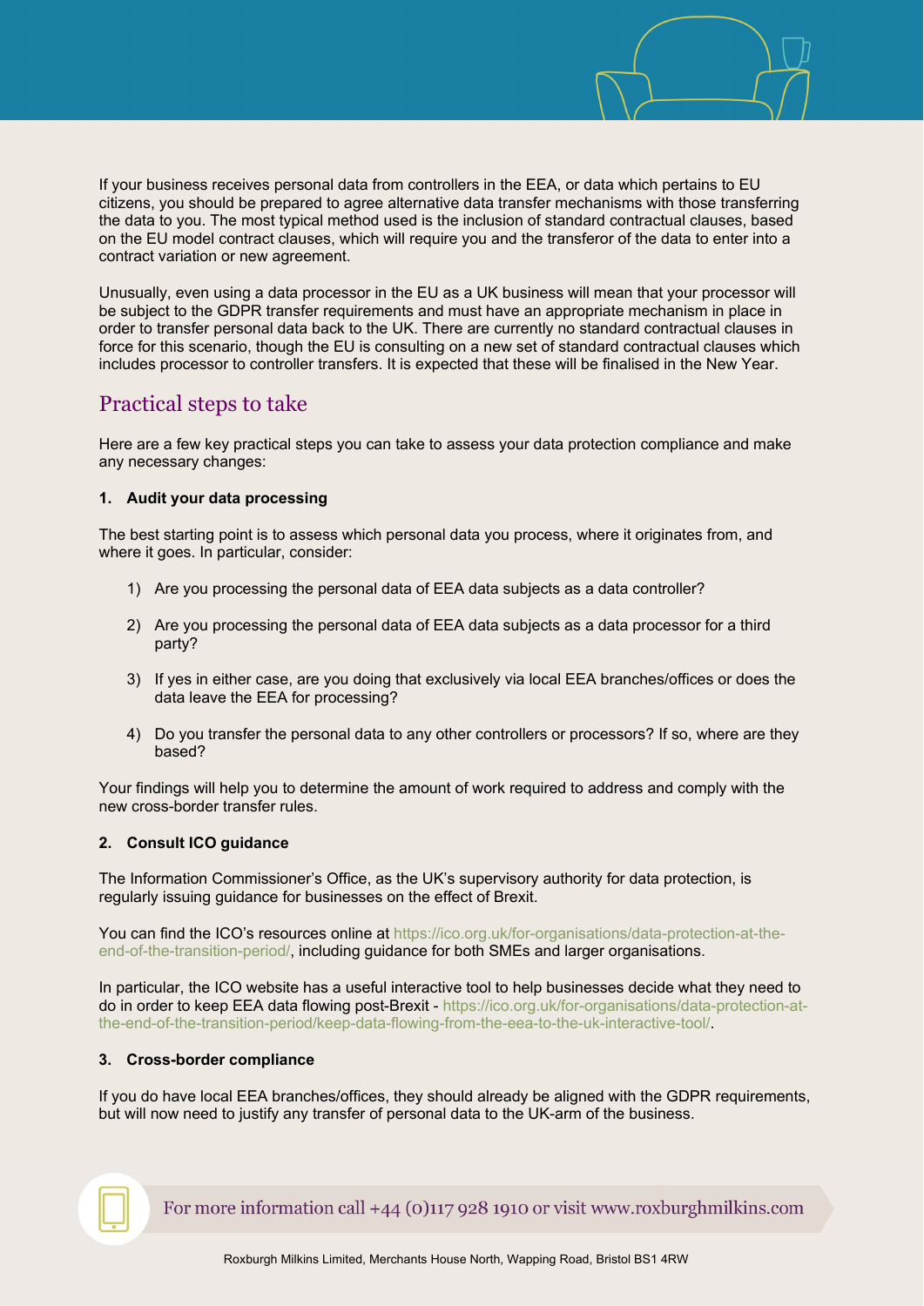If your business receives personal data from controllers in the EEA, or data which pertains to EU citizens, you should be prepared to agree alternative data transfer mechanisms with those transferring the data to you. The most typical method used is the inclusion of standard contractual clauses, based on the EU model contract clauses, which will require you and the transferor of the data to enter into a contract variation or new agreement.

Unusually, even using a data processor in the EU as a UK business will mean that your processor will be subject to the GDPR transfer requirements and must have an appropriate mechanism in place in order to transfer personal data back to the UK. There are currently no standard contractual clauses in force for this scenario, though the EU is consulting on a new set of standard contractual clauses which includes processor to controller transfers. It is expected that these will be finalised in the New Year.

## Practical steps to take

Here are a few key practical steps you can take to assess your data protection compliance and make any necessary changes:

**1. Audit your data processing**

The best starting point is to assess which personal data you process, where it originates from, and where it goes. In particular, consider:

1) Are you processing the personal data of EEA data subjects as a data controller?

2) Are you processing the personal data of EEA data subjects as a data processor for a third party?

3) If yes in either case, are you doing that exclusively via local EEA branches/offices or does the data leave the EEA for processing?

4) Do you transfer the personal data to any other controllers or processors? If so, where are they based?

Your findings will help you to determine the amount of work required to address and comply with the new cross-border transfer rules.

**2. Consult ICO guidance**

The Information Commissioner's Office, as the UK's supervisory authority for data protection, is regularly issuing guidance for businesses on the effect of Brexit.

You can find the ICO's resources online at https://ico.org.uk/for-organisations/data-protection-at-the-end-of-the-transition-period/, including guidance for both SMEs and larger organisations.

In particular, the ICO website has a useful interactive tool to help businesses decide what they need to do in order to keep EEA data flowing post-Brexit - https://ico.org.uk/for-organisations/data-protection-at-the-end-of-the-transition-period/keep-data-flowing-from-the-eea-to-the-uk-interactive-tool/.

**3. Cross-border compliance**

If you do have local EEA branches/offices, they should already be aligned with the GDPR requirements, but will now need to justify any transfer of personal data to the UK-arm of the business.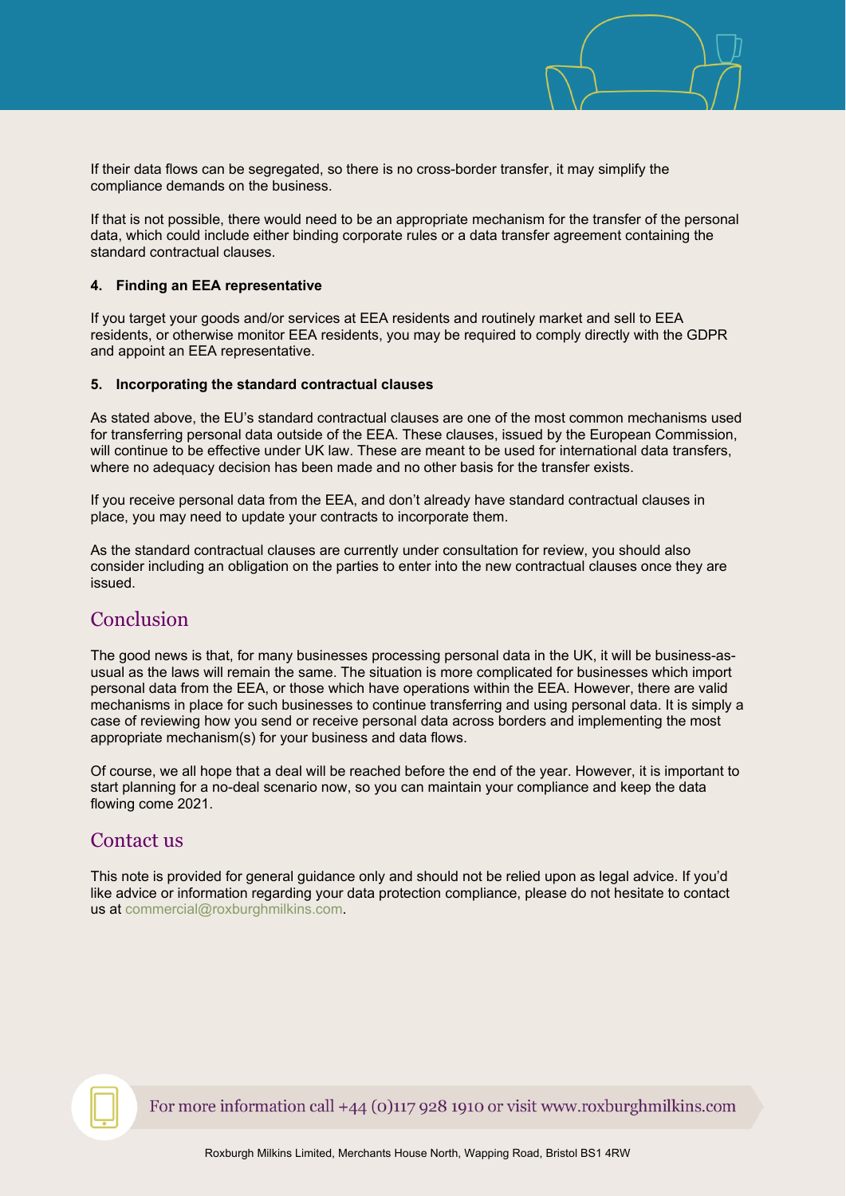If their data flows can be segregated, so there is no cross-border transfer, it may simplify the compliance demands on the business.

If that is not possible, there would need to be an appropriate mechanism for the transfer of the personal data, which could include either binding corporate rules or a data transfer agreement containing the standard contractual clauses.

**4. Finding an EEA representative**

If you target your goods and/or services at EEA residents and routinely market and sell to EEA residents, or otherwise monitor EEA residents, you may be required to comply directly with the GDPR and appoint an EEA representative.

**5. Incorporating the standard contractual clauses**

As stated above, the EU's standard contractual clauses are one of the most common mechanisms used for transferring personal data outside of the EEA. These clauses, issued by the European Commission, will continue to be effective under UK law. These are meant to be used for international data transfers, where no adequacy decision has been made and no other basis for the transfer exists.

If you receive personal data from the EEA, and don't already have standard contractual clauses in place, you may need to update your contracts to incorporate them.

As the standard contractual clauses are currently under consultation for review, you should also consider including an obligation on the parties to enter into the new contractual clauses once they are issued.

## Conclusion

The good news is that, for many businesses processing personal data in the UK, it will be business-as-usual as the laws will remain the same. The situation is more complicated for businesses which import personal data from the EEA, or those which have operations within the EEA. However, there are valid mechanisms in place for such businesses to continue transferring and using personal data. It is simply a case of reviewing how you send or receive personal data across borders and implementing the most appropriate mechanism(s) for your business and data flows.

Of course, we all hope that a deal will be reached before the end of the year. However, it is important to start planning for a no-deal scenario now, so you can maintain your compliance and keep the data flowing come 2021.

## Contact us

This note is provided for general guidance only and should not be relied upon as legal advice. If you'd like advice or information regarding your data protection compliance, please do not hesitate to contact us at commercial@roxburghmilkins.com.

For more information call +44 (0)117 928 1910 or visit www.roxburghmilkins.com

Roxburgh Milkins Limited, Merchants House North, Wapping Road, Bristol BS1 4RW